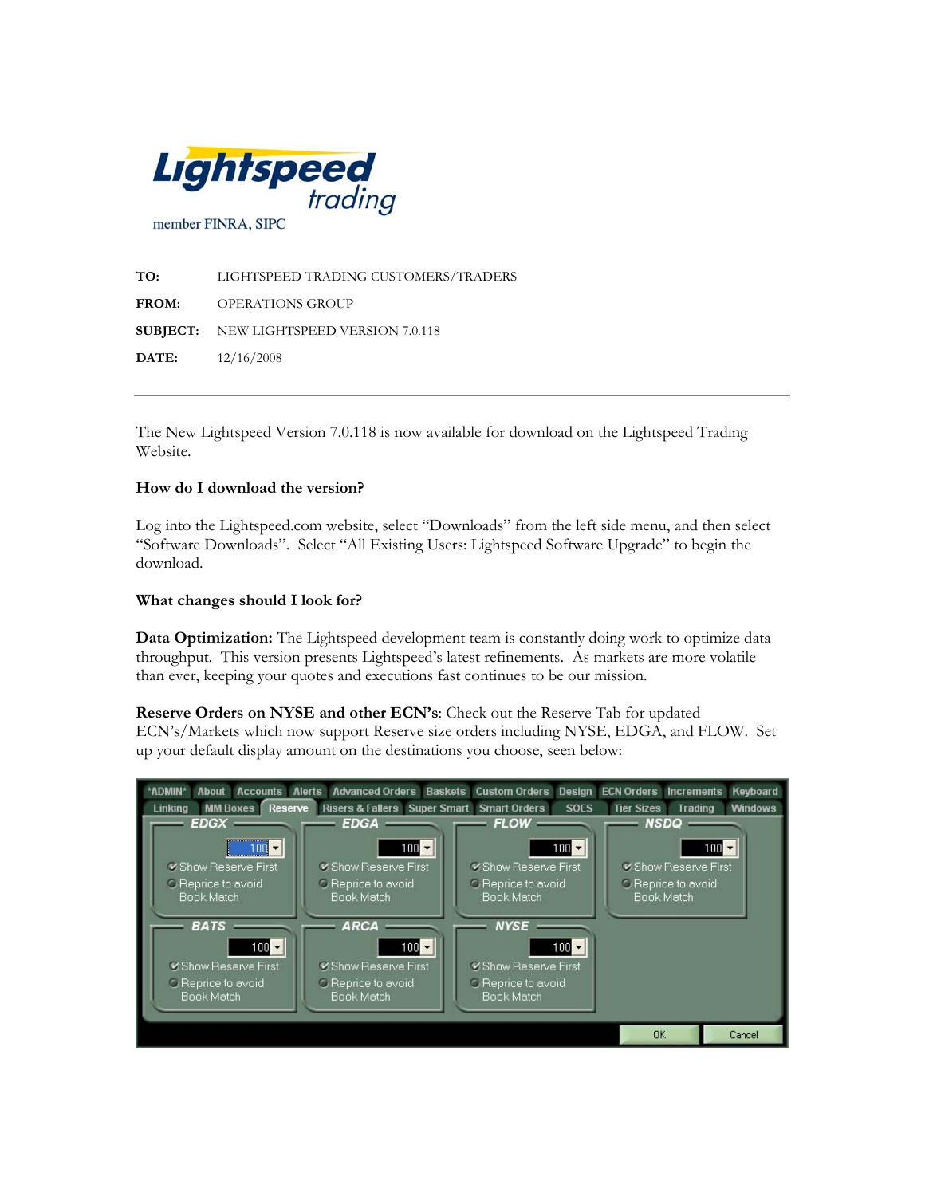Lightspeed trading

member FINRA, SIPC

**TO:** LIGHTSPEED TRADING CUSTOMERS/TRADERS

**FROM:** OPERATIONS GROUP

**SUBJECT:** NEW LIGHTSPEED VERSION 7.0.118

**DATE:** 12/16/2008

---

The New Lightspeed Version 7.0.118 is now available for download on the Lightspeed Trading Website.

**How do I download the version?**

Log into the Lightspeed.com website, select "Downloads" from the left side menu, and then select "Software Downloads". Select "All Existing Users: Lightspeed Software Upgrade" to begin the download.

**What changes should I look for?**

**Data Optimization:** The Lightspeed development team is constantly doing work to optimize data throughput. This version presents Lightspeed's latest refinements. As markets are more volatile than ever, keeping your quotes and executions fast continues to be our mission.

**Reserve Orders on NYSE and other ECN's**: Check out the Reserve Tab for updated ECN's/Markets which now support Reserve size orders including NYSE, EDGA, and FLOW. Set up your default display amount on the destinations you choose, seen below: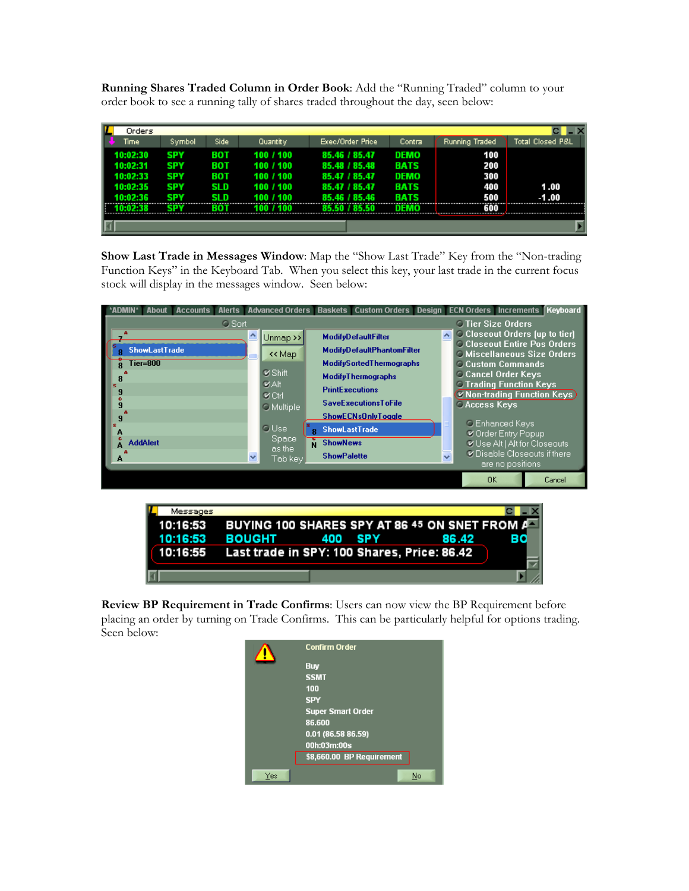**Running Shares Traded Column in Order Book**: Add the "Running Traded" column to your order book to see a running tally of shares traded throughout the day, seen below:

**Show Last Trade in Messages Window**: Map the "Show Last Trade" Key from the "Non-trading Function Keys" in the Keyboard Tab. When you select this key, your last trade in the current focus stock will display in the messages window. Seen below:

**Review BP Requirement in Trade Confirms**: Users can now view the BP Requirement before placing an order by turning on Trade Confirms. This can be particularly helpful for options trading. Seen below: